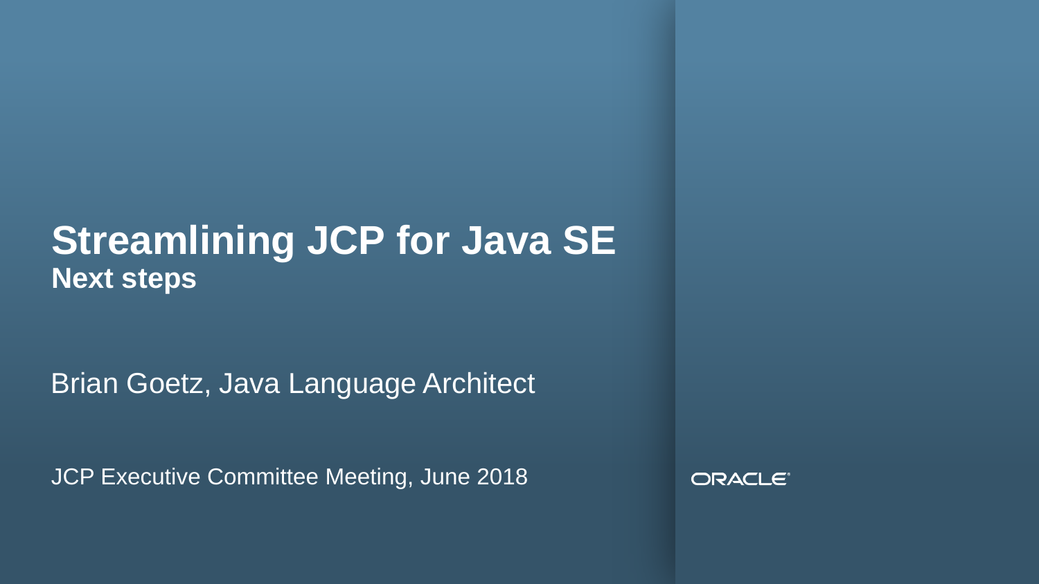# Streamlining JCP for Java SE

## Next steps

Brian Goetz, Java Language Architect

JCP Executive Committee Meeting, June 2018

ORACLE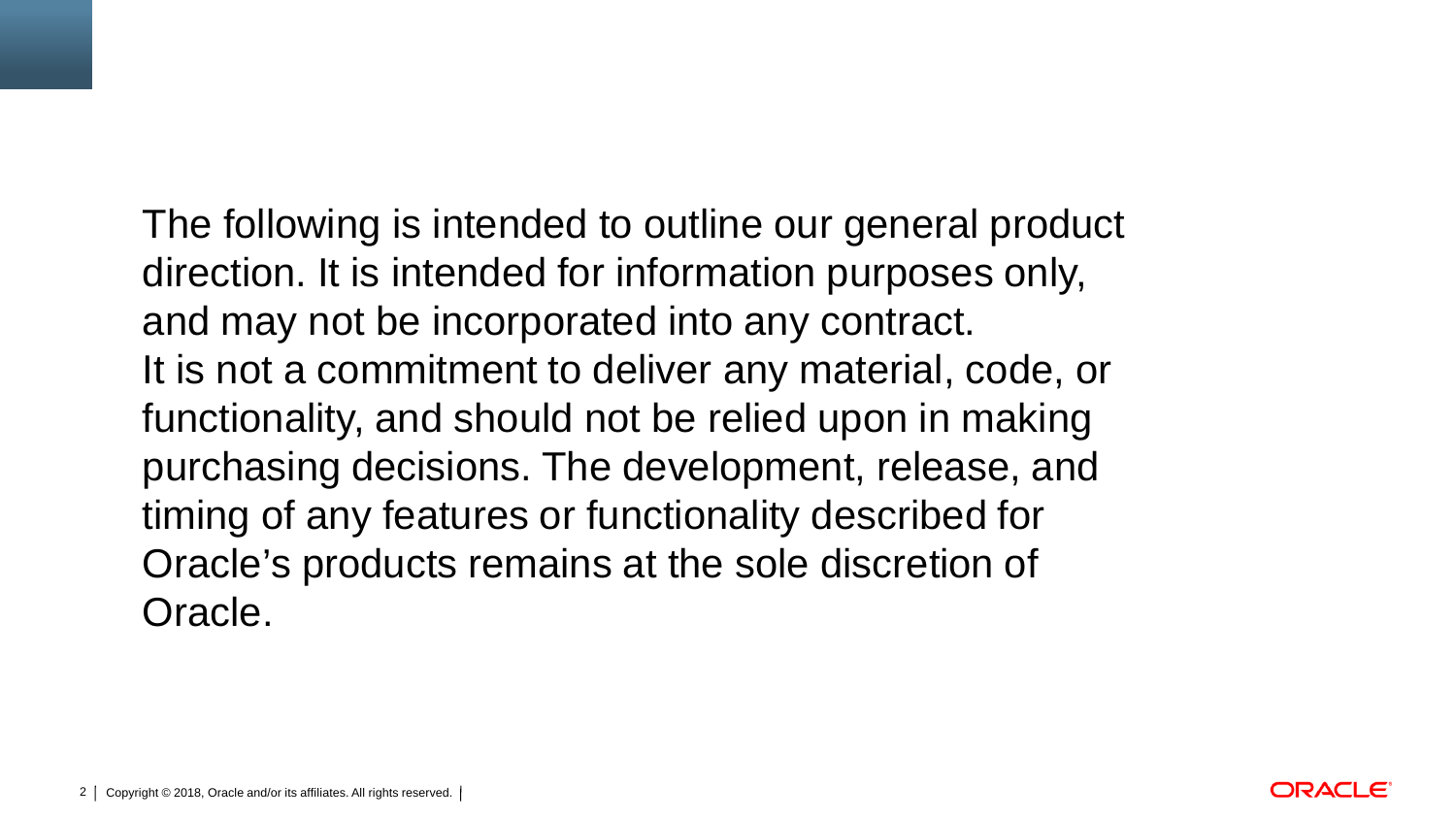The following is intended to outline our general product direction. It is intended for information purposes only, and may not be incorporated into any contract. It is not a commitment to deliver any material, code, or functionality, and should not be relied upon in making purchasing decisions. The development, release, and timing of any features or functionality described for Oracle's products remains at the sole discretion of Oracle.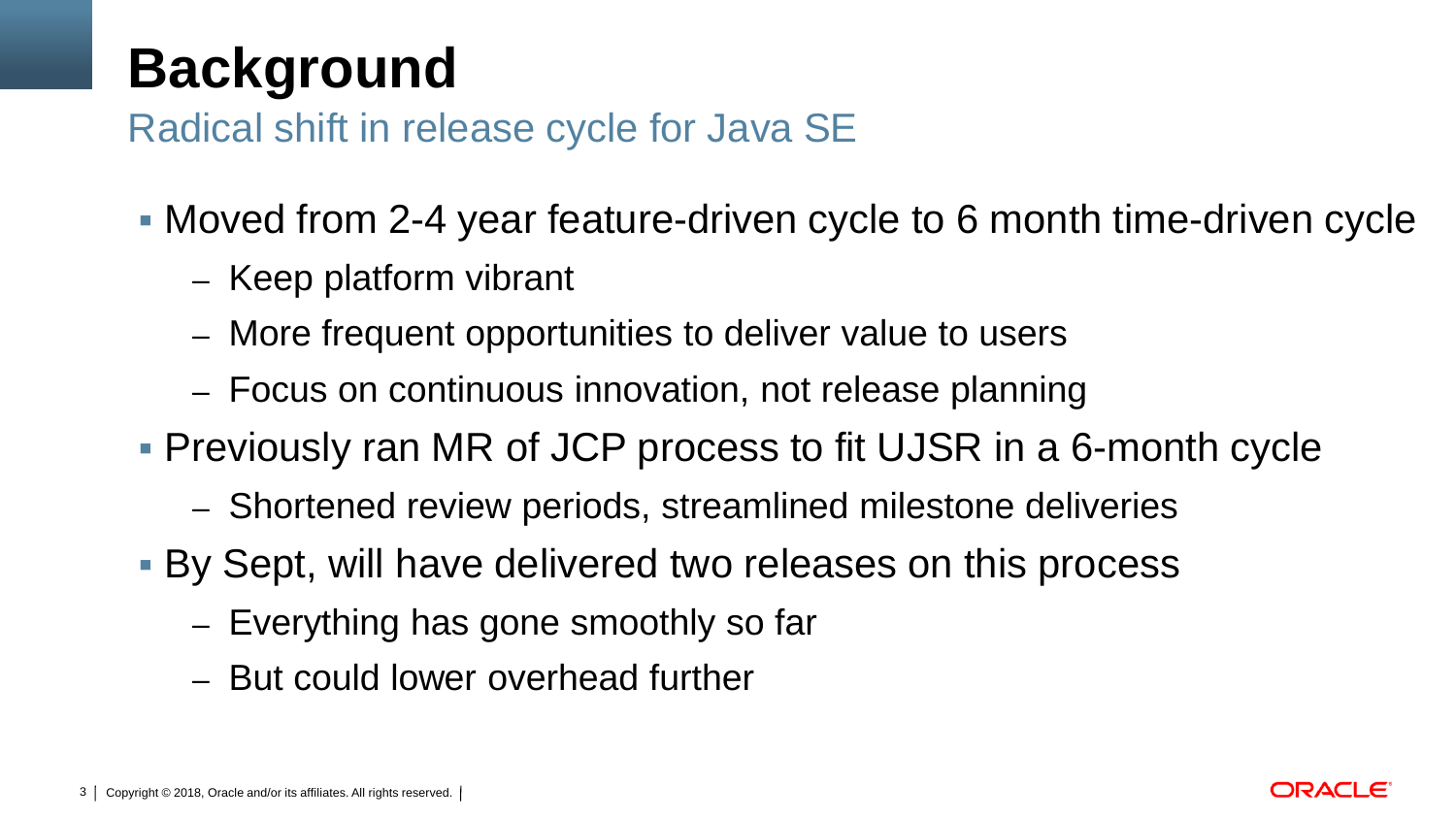# Background

## Radical shift in release cycle for Java SE

- Moved from 2-4 year feature-driven cycle to 6 month time-driven cycle
  - Keep platform vibrant
  - More frequent opportunities to deliver value to users
  - Focus on continuous innovation, not release planning
- Previously ran MR of JCP process to fit UJSR in a 6-month cycle
  - Shortened review periods, streamlined milestone deliveries
- By Sept, will have delivered two releases on this process
  - Everything has gone smoothly so far
  - But could lower overhead further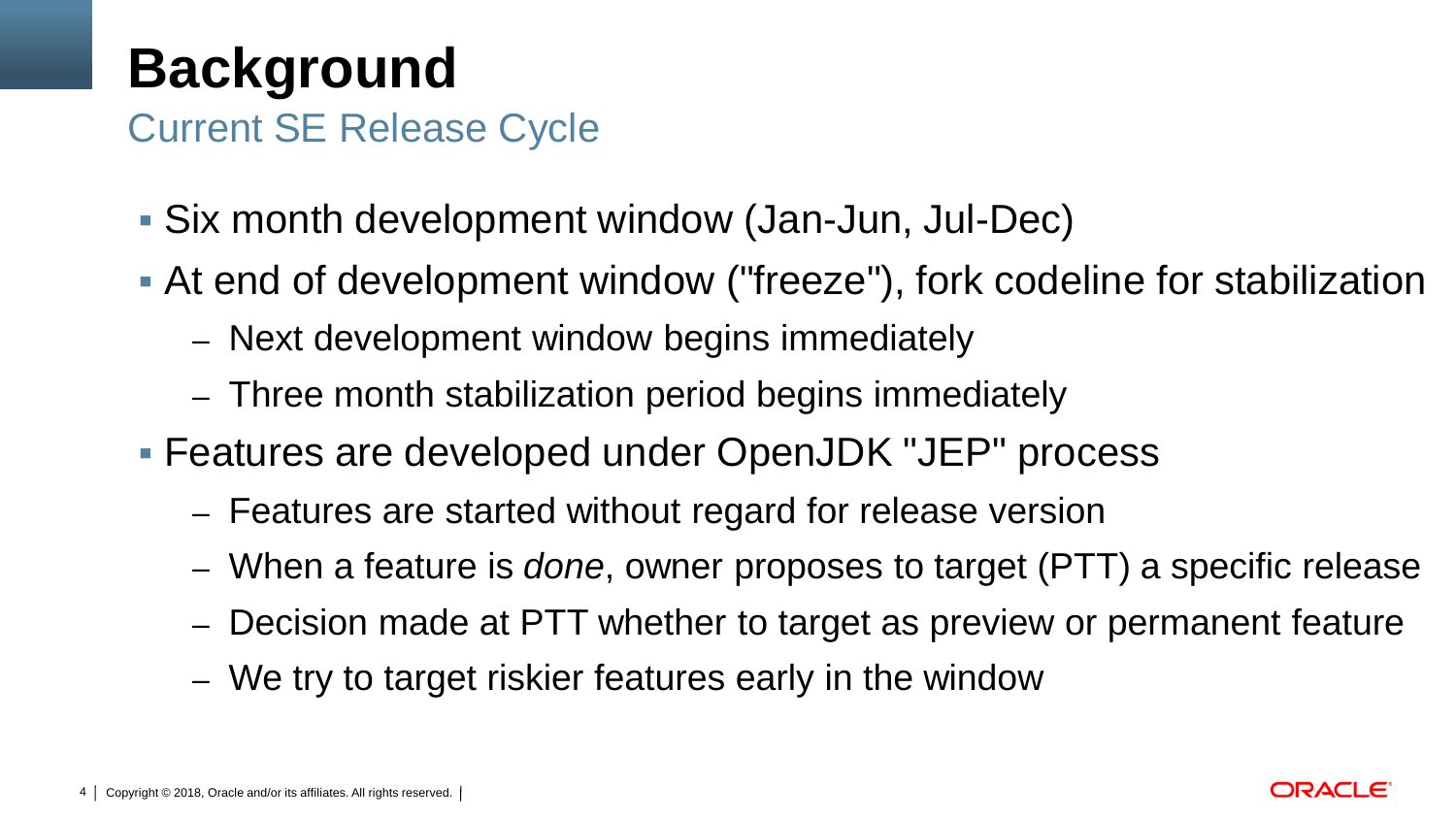# Background

## Current SE Release Cycle

- Six month development window (Jan-Jun, Jul-Dec)
- At end of development window ("freeze"), fork codeline for stabilization
  - Next development window begins immediately
  - Three month stabilization period begins immediately
- Features are developed under OpenJDK "JEP" process
  - Features are started without regard for release version
  - When a feature is *done*, owner proposes to target (PTT) a specific release
  - Decision made at PTT whether to target as preview or permanent feature
  - We try to target riskier features early in the window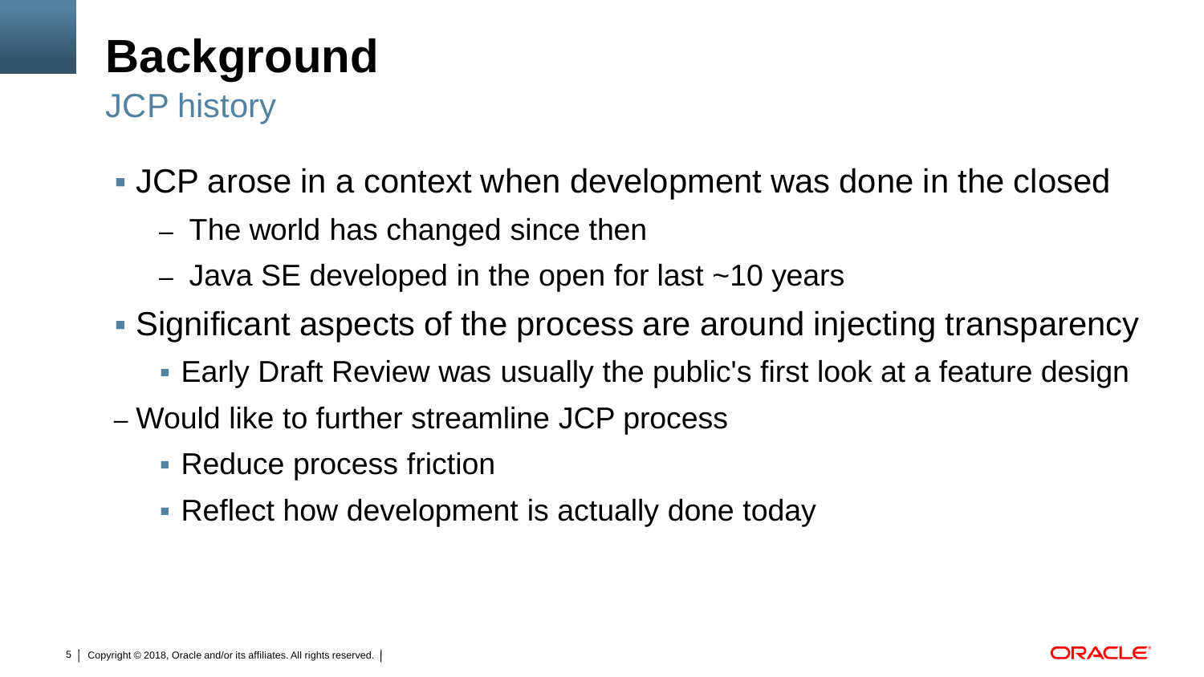# Background

## JCP history

- JCP arose in a context when development was done in the closed
  - The world has changed since then
  - Java SE developed in the open for last ~10 years
- Significant aspects of the process are around injecting transparency
  - Early Draft Review was usually the public's first look at a feature design
- Would like to further streamline JCP process
  - Reduce process friction
  - Reflect how development is actually done today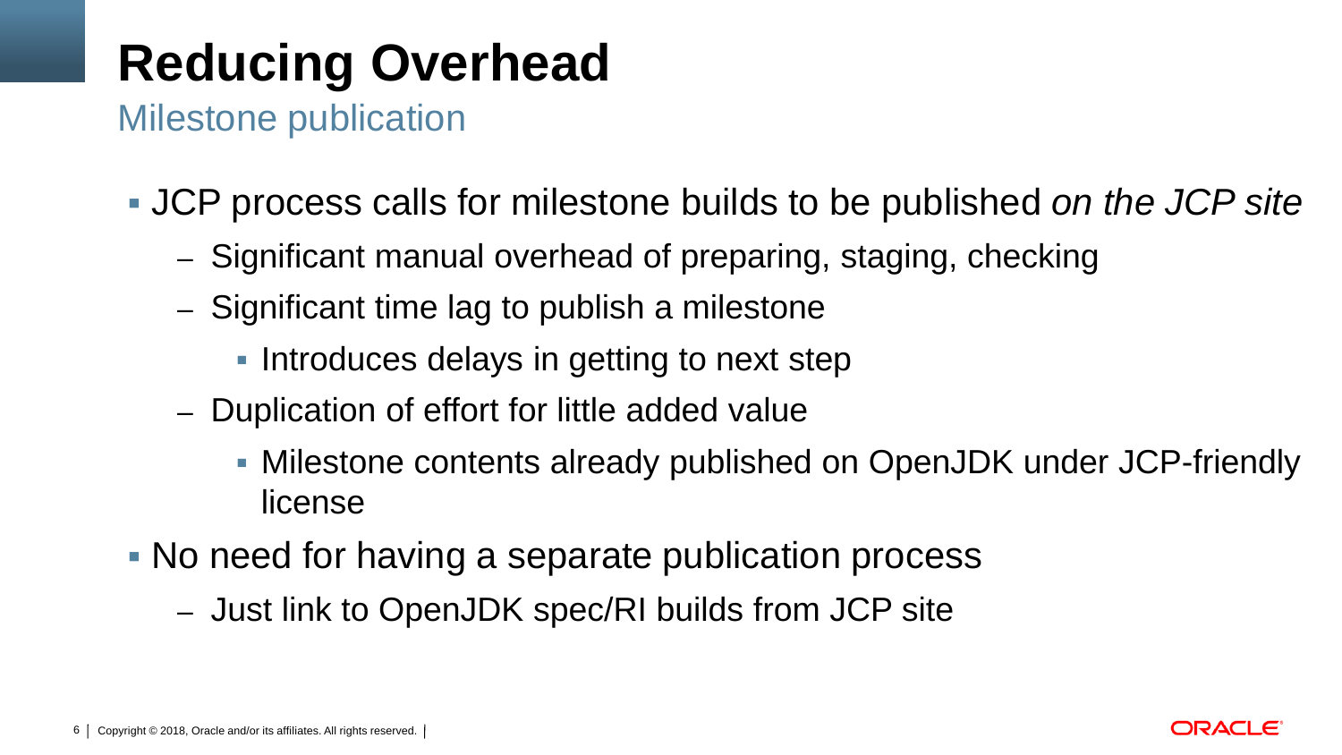# Reducing Overhead

## Milestone publication

- JCP process calls for milestone builds to be published *on the JCP site*
  - Significant manual overhead of preparing, staging, checking
  - Significant time lag to publish a milestone
    - Introduces delays in getting to next step
  - Duplication of effort for little added value
    - Milestone contents already published on OpenJDK under JCP-friendly license
- No need for having a separate publication process
  - Just link to OpenJDK spec/RI builds from JCP site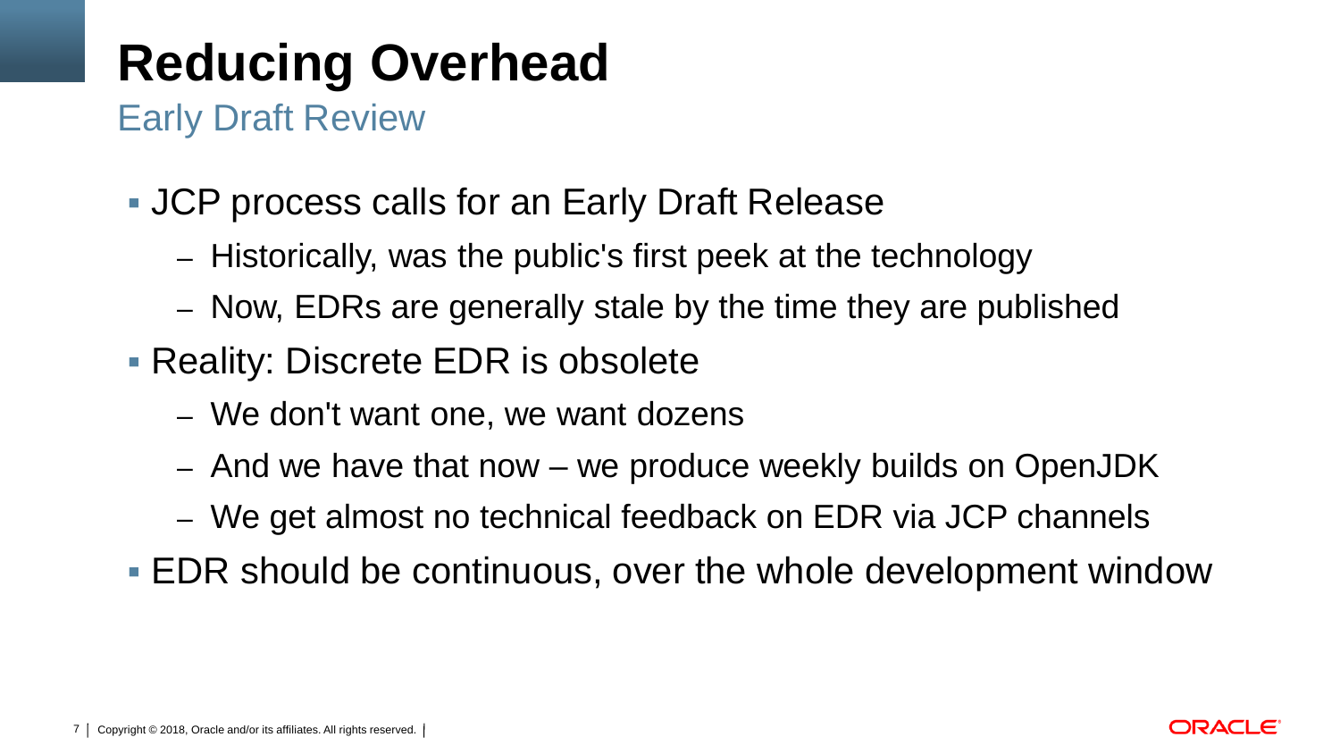# Reducing Overhead

## Early Draft Review

- JCP process calls for an Early Draft Release
  - Historically, was the public's first peek at the technology
  - Now, EDRs are generally stale by the time they are published
- Reality: Discrete EDR is obsolete
  - We don't want one, we want dozens
  - And we have that now – we produce weekly builds on OpenJDK
  - We get almost no technical feedback on EDR via JCP channels
- EDR should be continuous, over the whole development window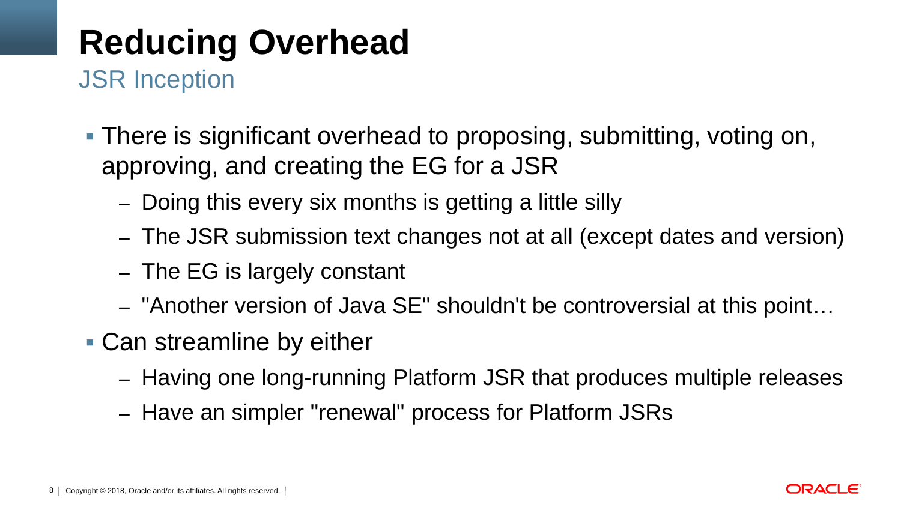# Reducing Overhead

## JSR Inception

- There is significant overhead to proposing, submitting, voting on, approving, and creating the EG for a JSR
  - Doing this every six months is getting a little silly
  - The JSR submission text changes not at all (except dates and version)
  - The EG is largely constant
  - "Another version of Java SE" shouldn't be controversial at this point…
- Can streamline by either
  - Having one long-running Platform JSR that produces multiple releases
  - Have an simpler "renewal" process for Platform JSRs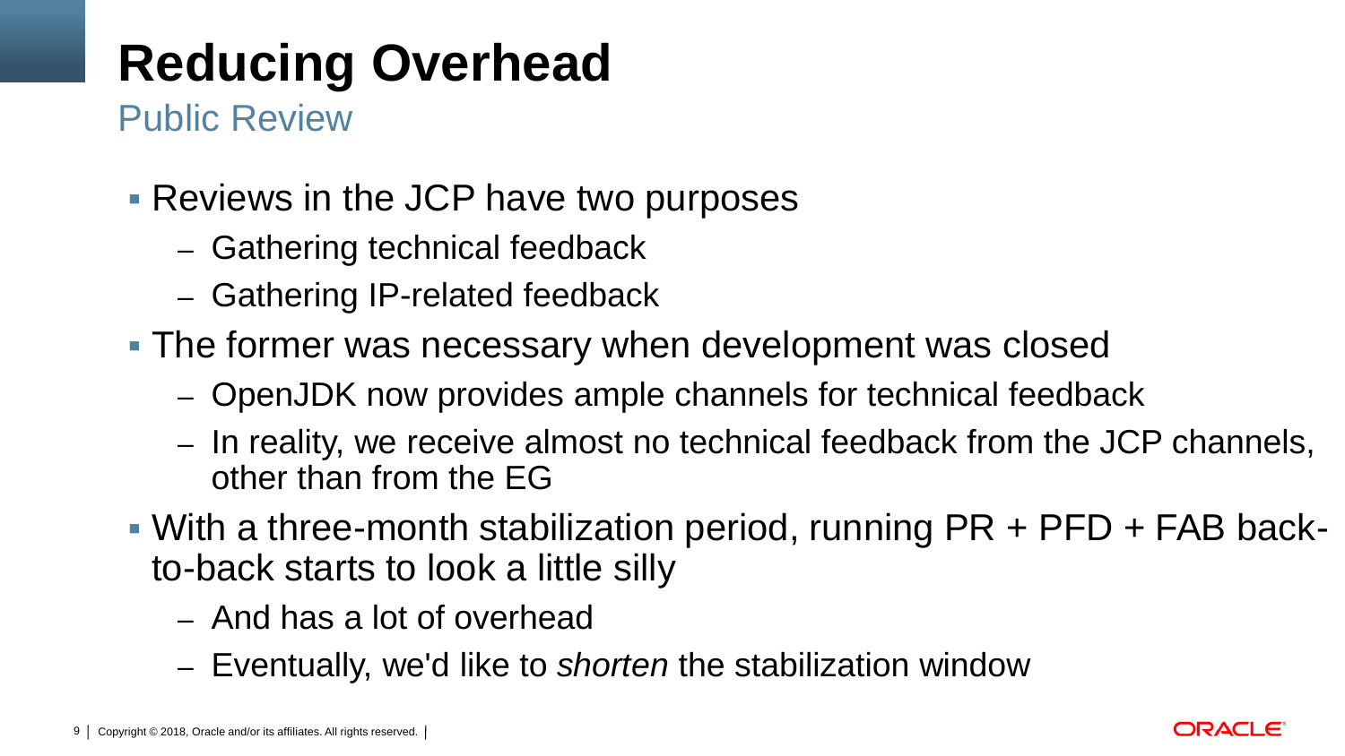# Reducing Overhead

## Public Review

- Reviews in the JCP have two purposes
  - Gathering technical feedback
  - Gathering IP-related feedback
- The former was necessary when development was closed
  - OpenJDK now provides ample channels for technical feedback
  - In reality, we receive almost no technical feedback from the JCP channels, other than from the EG
- With a three-month stabilization period, running PR + PFD + FAB back-to-back starts to look a little silly
  - And has a lot of overhead
  - Eventually, we'd like to *shorten* the stabilization window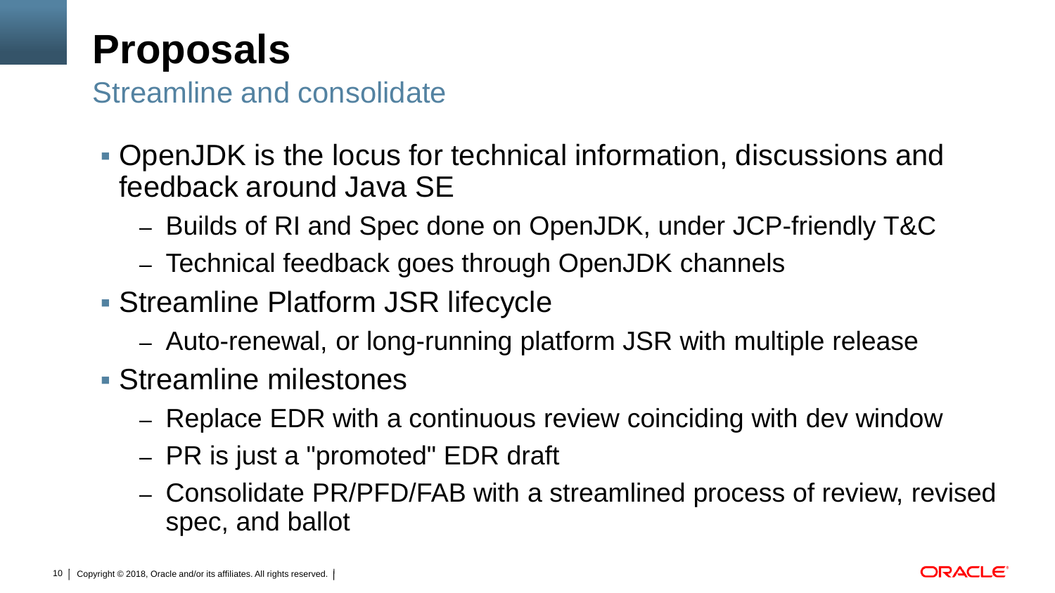# Proposals

## Streamline and consolidate

- OpenJDK is the locus for technical information, discussions and feedback around Java SE
  - Builds of RI and Spec done on OpenJDK, under JCP-friendly T&C
  - Technical feedback goes through OpenJDK channels
- Streamline Platform JSR lifecycle
  - Auto-renewal, or long-running platform JSR with multiple release
- Streamline milestones
  - Replace EDR with a continuous review coinciding with dev window
  - PR is just a "promoted" EDR draft
  - Consolidate PR/PFD/FAB with a streamlined process of review, revised spec, and ballot